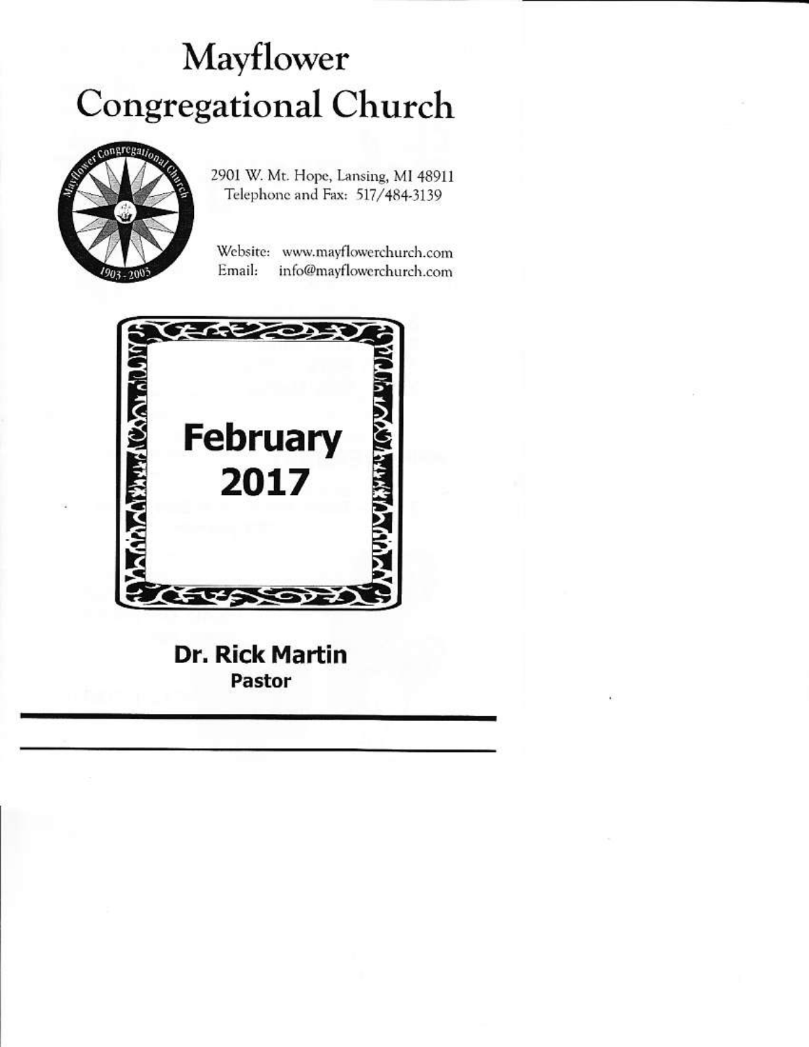# Mayflower Congregational Church

2901 W. Mt. Hope, Lansing, MI 48911
Telephone and Fax: 517/484-3139

Website: www.mayflowerchurch.com
Email: info@mayflowerchurch.com

## February 2017

**Dr. Rick Martin**
**Pastor**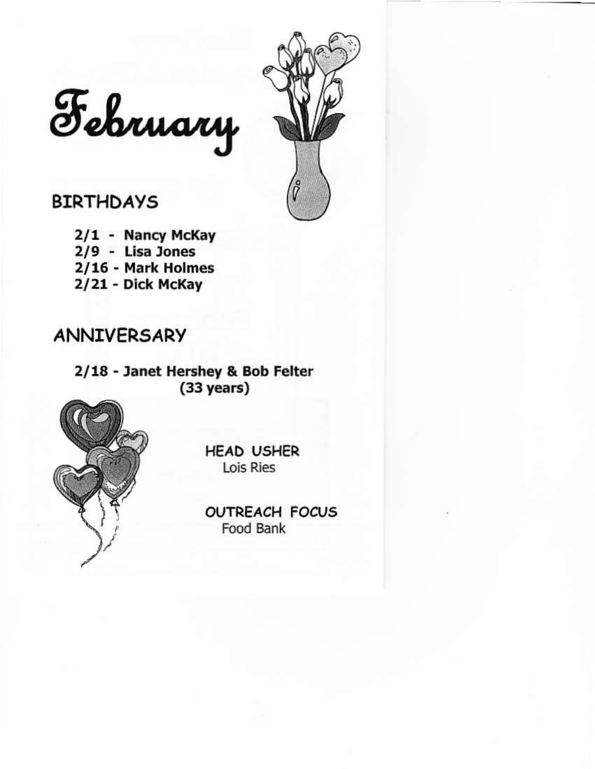# February

## BIRTHDAYS

**2/1 - Nancy McKay**
**2/9 - Lisa Jones**
**2/16 - Mark Holmes**
**2/21 - Dick McKay**

## ANNIVERSARY

**2/18 - Janet Hershey & Bob Felter (33 years)**

HEAD USHER
Lois Ries

OUTREACH FOCUS
Food Bank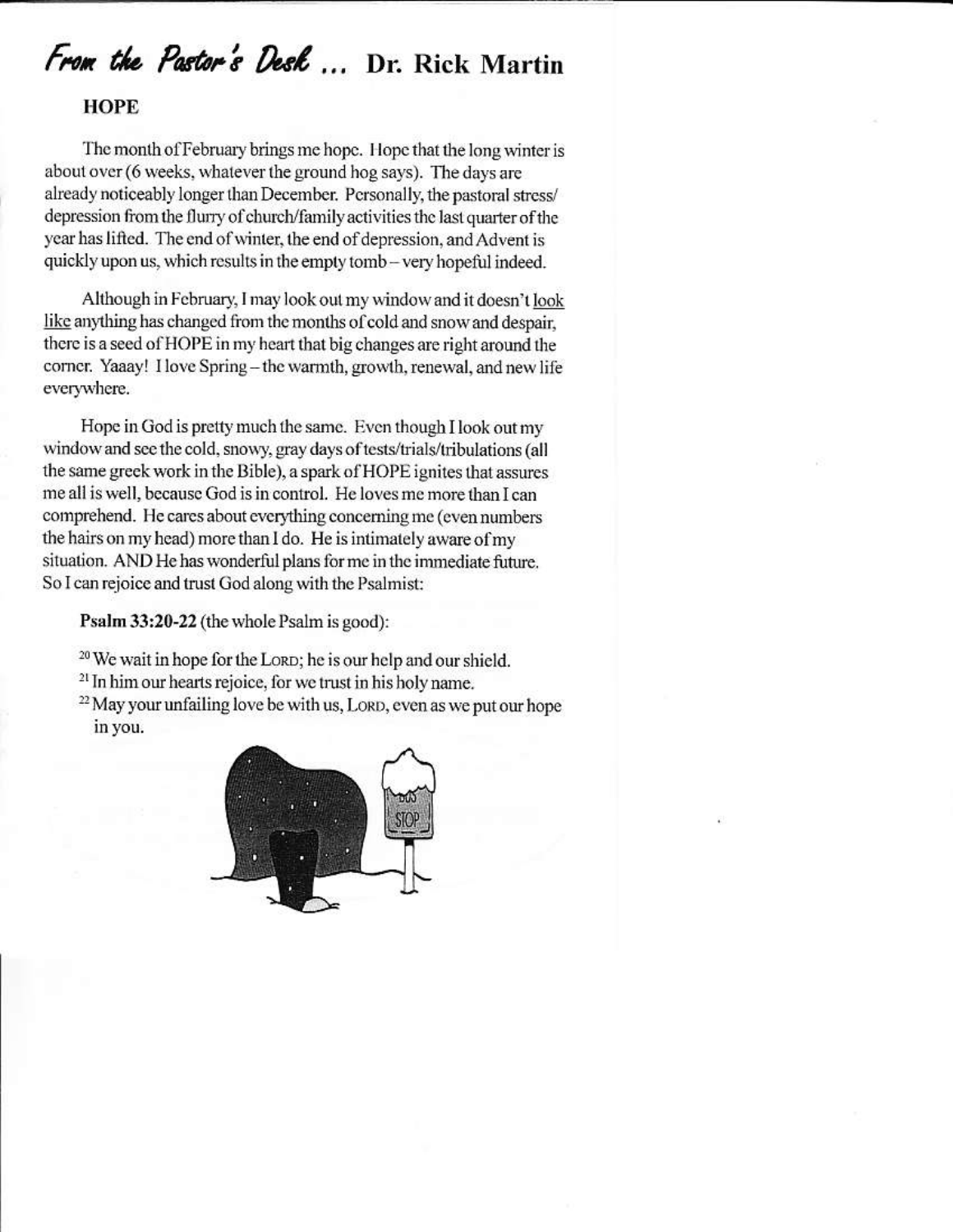# *From the Pastor's Desk* ... Dr. Rick Martin

## HOPE

The month of February brings me hope. Hope that the long winter is about over (6 weeks, whatever the ground hog says). The days are already noticeably longer than December. Personally, the pastoral stress/ depression from the flurry of church/family activities the last quarter of the year has lifted. The end of winter, the end of depression, and Advent is quickly upon us, which results in the empty tomb – very hopeful indeed.

Although in February, I may look out my window and it doesn't <u>look like</u> anything has changed from the months of cold and snow and despair, there is a seed of HOPE in my heart that big changes are right around the corner. Yaaay! I love Spring – the warmth, growth, renewal, and new life everywhere.

Hope in God is pretty much the same. Even though I look out my window and see the cold, snowy, gray days of tests/trials/tribulations (all the same greek work in the Bible), a spark of HOPE ignites that assures me all is well, because God is in control. He loves me more than I can comprehend. He cares about everything concerning me (even numbers the hairs on my head) more than I do. He is intimately aware of my situation. AND He has wonderful plans for me in the immediate future. So I can rejoice and trust God along with the Psalmist:

**Psalm 33:20-22** (the whole Psalm is good):

[20] We wait in hope for the LORD; he is our help and our shield.
[21] In him our hearts rejoice, for we trust in his holy name.
[22] May your unfailing love be with us, LORD, even as we put our hope in you.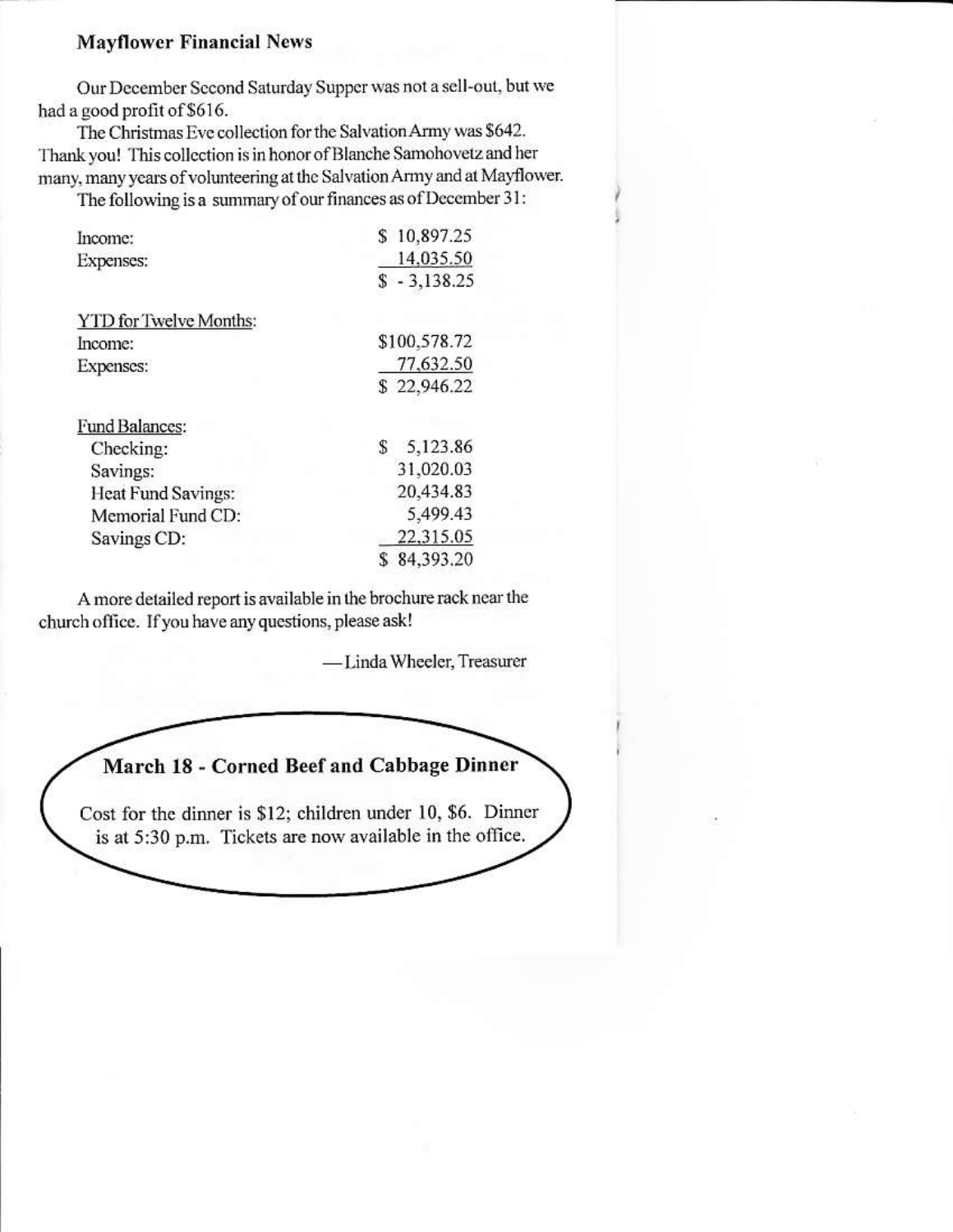## Mayflower Financial News

Our December Second Saturday Supper was not a sell-out, but we had a good profit of $616.

The Christmas Eve collection for the Salvation Army was $642. Thank you! This collection is in honor of Blanche Samohovetz and her many, many years of volunteering at the Salvation Army and at Mayflower.

The following is a summary of our finances as of December 31:

| | |
|---|---|
| Income: | $ 10,897.25 |
| Expenses: | 14,035.50 |
| | $ - 3,138.25 |
| | |
| YTD for Twelve Months: | |
| Income: | $100,578.72 |
| Expenses: | 77,632.50 |
| | $ 22,946.22 |
| | |
| Fund Balances: | |
| Checking: | $ 5,123.86 |
| Savings: | 31,020.03 |
| Heat Fund Savings: | 20,434.83 |
| Memorial Fund CD: | 5,499.43 |
| Savings CD: | 22,315.05 |
| | $ 84,393.20 |

A more detailed report is available in the brochure rack near the church office. If you have any questions, please ask!

—Linda Wheeler, Treasurer

### March 18 - Corned Beef and Cabbage Dinner

Cost for the dinner is $12; children under 10, $6. Dinner is at 5:30 p.m. Tickets are now available in the office.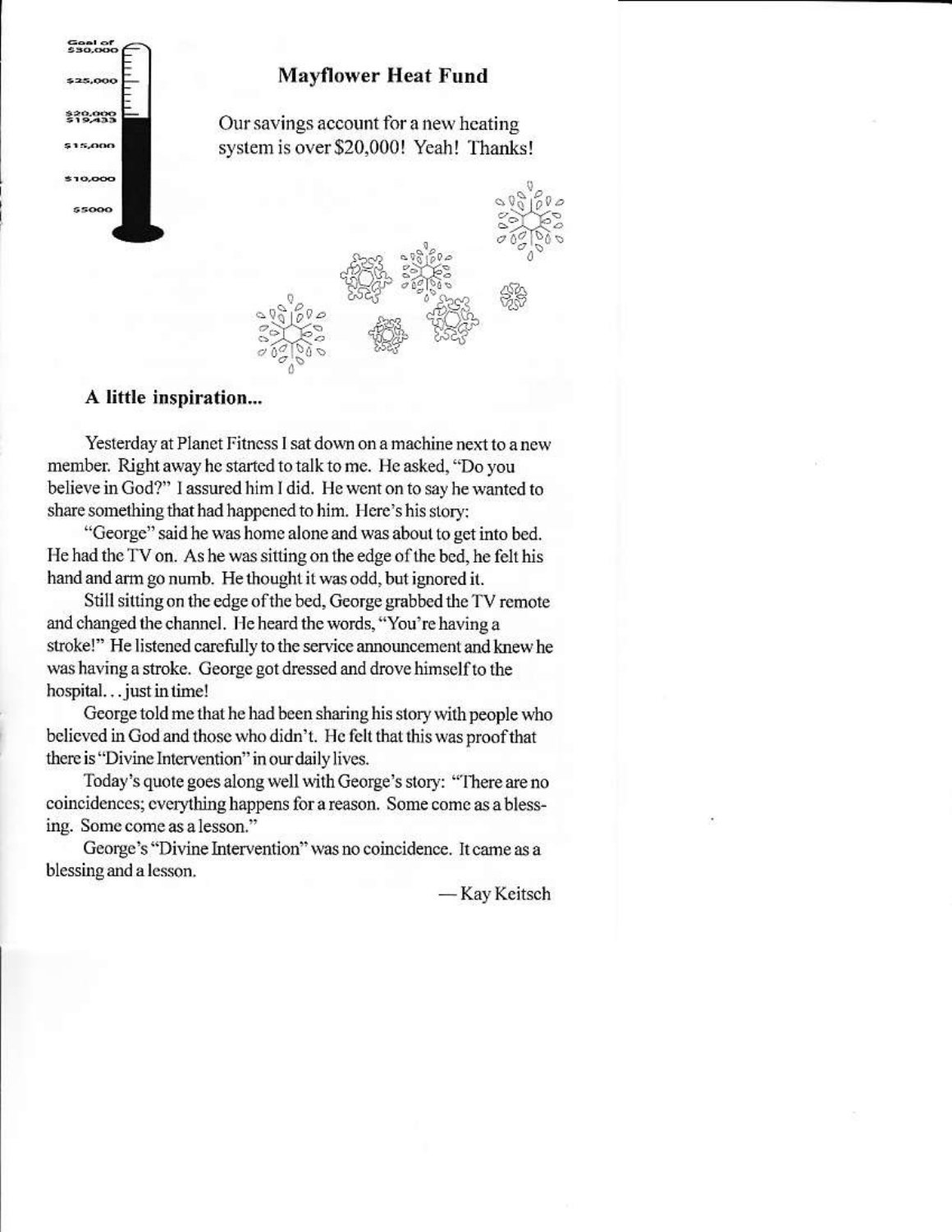Goal of $30,000

$25,000

$20,000
$19,433

$15,000

$10,000

$5000

## Mayflower Heat Fund

Our savings account for a new heating system is over $20,000! Yeah! Thanks!

### A little inspiration...

Yesterday at Planet Fitness I sat down on a machine next to a new member. Right away he started to talk to me. He asked, "Do you believe in God?" I assured him I did. He went on to say he wanted to share something that had happened to him. Here's his story:

"George" said he was home alone and was about to get into bed. He had the TV on. As he was sitting on the edge of the bed, he felt his hand and arm go numb. He thought it was odd, but ignored it.

Still sitting on the edge of the bed, George grabbed the TV remote and changed the channel. He heard the words, "You're having a stroke!" He listened carefully to the service announcement and knew he was having a stroke. George got dressed and drove himself to the hospital... just in time!

George told me that he had been sharing his story with people who believed in God and those who didn't. He felt that this was proof that there is "Divine Intervention" in our daily lives.

Today's quote goes along well with George's story: "There are no coincidences; everything happens for a reason. Some come as a blessing. Some come as a lesson."

George's "Divine Intervention" was no coincidence. It came as a blessing and a lesson.

— Kay Keitsch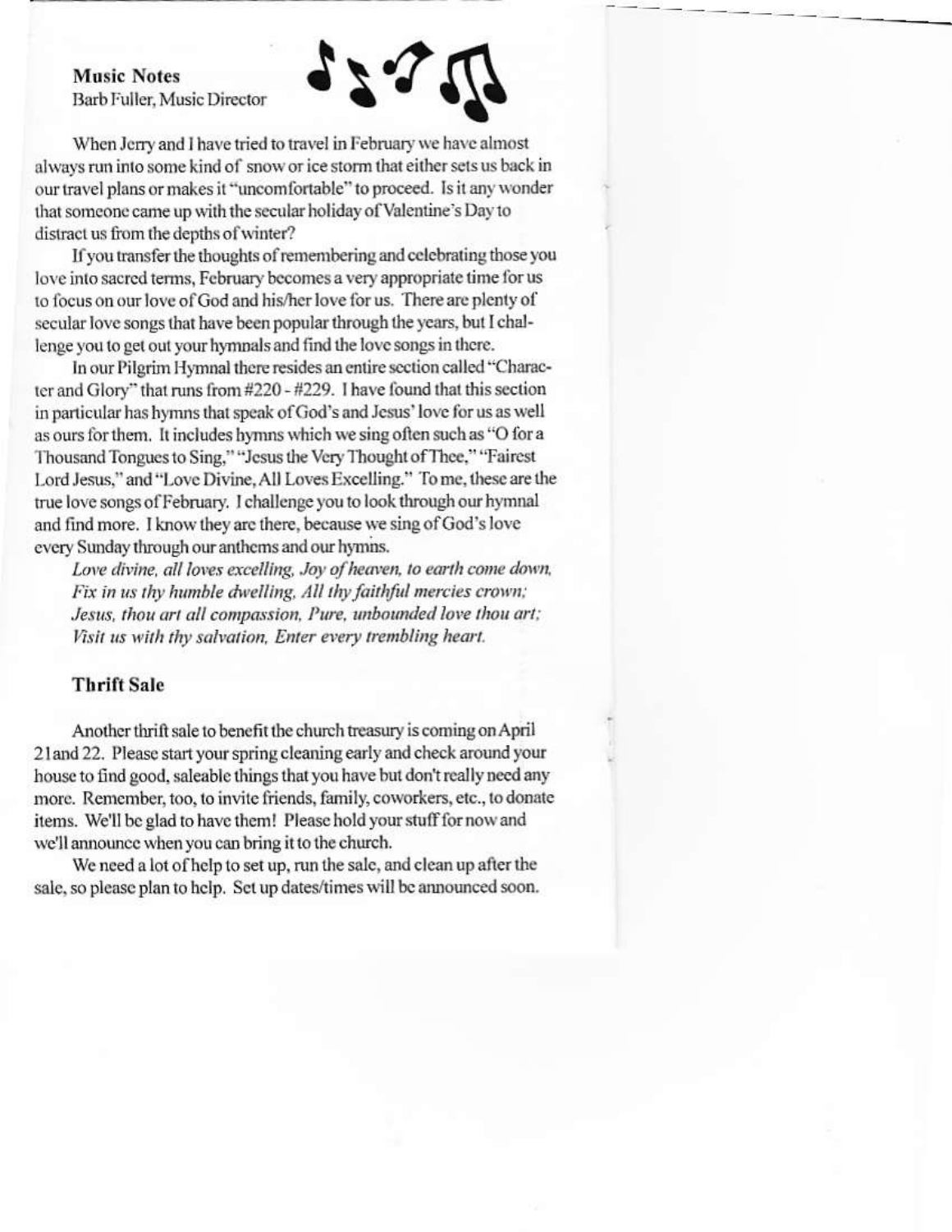## Music Notes

Barb Fuller, Music Director

When Jerry and I have tried to travel in February we have almost always run into some kind of snow or ice storm that either sets us back in our travel plans or makes it "uncomfortable" to proceed. Is it any wonder that someone came up with the secular holiday of Valentine's Day to distract us from the depths of winter?

If you transfer the thoughts of remembering and celebrating those you love into sacred terms, February becomes a very appropriate time for us to focus on our love of God and his/her love for us. There are plenty of secular love songs that have been popular through the years, but I challenge you to get out your hymnals and find the love songs in there.

In our Pilgrim Hymnal there resides an entire section called "Character and Glory" that runs from #220 - #229. I have found that this section in particular has hymns that speak of God's and Jesus' love for us as well as ours for them. It includes hymns which we sing often such as "O for a Thousand Tongues to Sing," "Jesus the Very Thought of Thee," "Fairest Lord Jesus," and "Love Divine, All Loves Excelling." To me, these are the true love songs of February. I challenge you to look through our hymnal and find more. I know they are there, because we sing of God's love every Sunday through our anthems and our hymns.

*Love divine, all loves excelling, Joy of heaven, to earth come down,*
*Fix in us thy humble dwelling, All thy faithful mercies crown;*
*Jesus, thou art all compassion, Pure, unbounded love thou art;*
*Visit us with thy salvation, Enter every trembling heart.*

## Thrift Sale

Another thrift sale to benefit the church treasury is coming on April 21and 22. Please start your spring cleaning early and check around your house to find good, saleable things that you have but don't really need any more. Remember, too, to invite friends, family, coworkers, etc., to donate items. We'll be glad to have them! Please hold your stuff for now and we'll announce when you can bring it to the church.

We need a lot of help to set up, run the sale, and clean up after the sale, so please plan to help. Set up dates/times will be announced soon.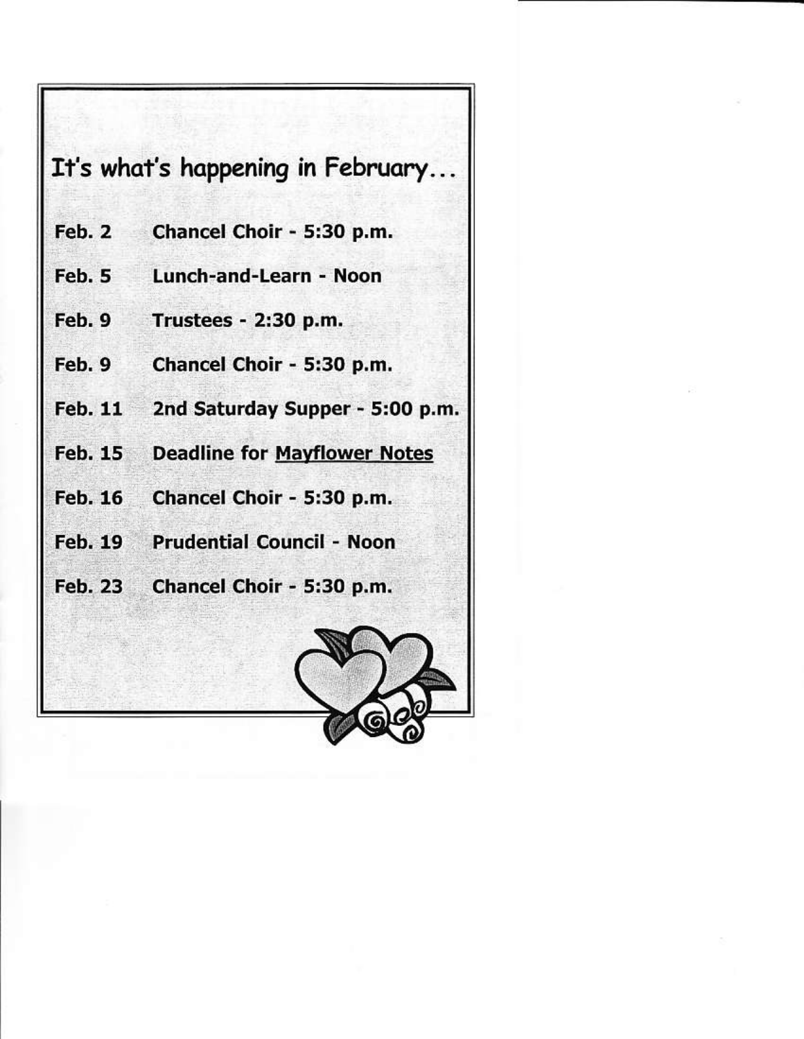## It's what's happening in February...

| | |
|---|---|
| **Feb. 2** | **Chancel Choir - 5:30 p.m.** |
| **Feb. 5** | **Lunch-and-Learn - Noon** |
| **Feb. 9** | **Trustees - 2:30 p.m.** |
| **Feb. 9** | **Chancel Choir - 5:30 p.m.** |
| **Feb. 11** | **2nd Saturday Supper - 5:00 p.m.** |
| **Feb. 15** | **Deadline for Mayflower Notes** |
| **Feb. 16** | **Chancel Choir - 5:30 p.m.** |
| **Feb. 19** | **Prudential Council - Noon** |
| **Feb. 23** | **Chancel Choir - 5:30 p.m.** |